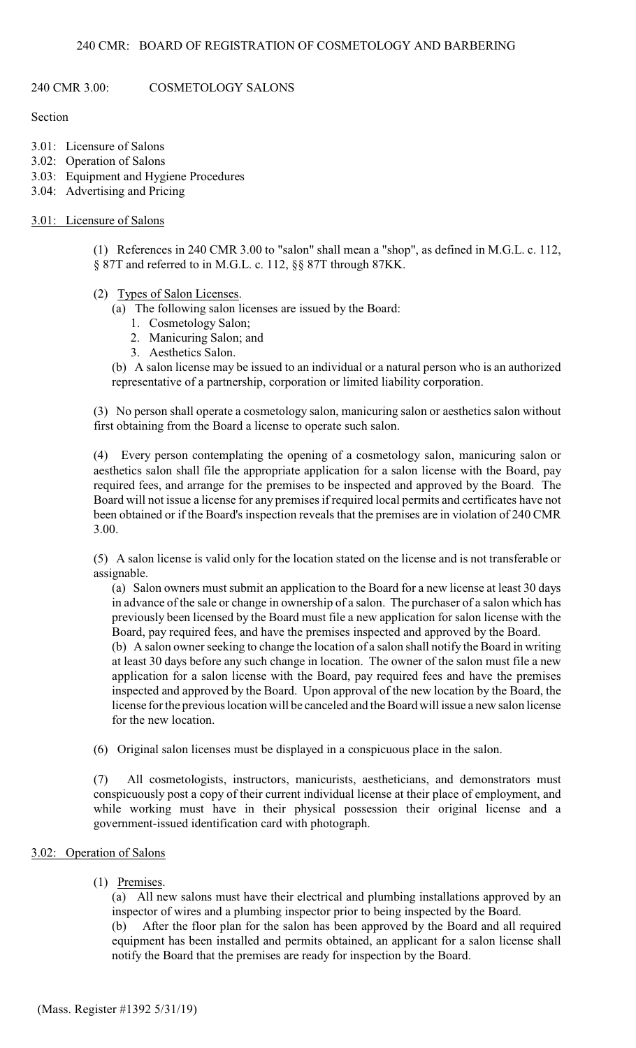## 240 CMR 3.00: COSMETOLOGY SALONS

Section

3.01: Licensure of Salons
3.02: Operation of Salons
3.03: Equipment and Hygiene Procedures
3.04: Advertising and Pricing

### 3.01: Licensure of Salons

(1) References in 240 CMR 3.00 to "salon" shall mean a "shop", as defined in M.G.L. c. 112, § 87T and referred to in M.G.L. c. 112, §§ 87T through 87KK.

(2) Types of Salon Licenses.

(a) The following salon licenses are issued by the Board:

1. Cosmetology Salon;
2. Manicuring Salon; and
3. Aesthetics Salon.

(b) A salon license may be issued to an individual or a natural person who is an authorized representative of a partnership, corporation or limited liability corporation.

(3) No person shall operate a cosmetology salon, manicuring salon or aesthetics salon without first obtaining from the Board a license to operate such salon.

(4) Every person contemplating the opening of a cosmetology salon, manicuring salon or aesthetics salon shall file the appropriate application for a salon license with the Board, pay required fees, and arrange for the premises to be inspected and approved by the Board. The Board will not issue a license for any premises if required local permits and certificates have not been obtained or if the Board's inspection reveals that the premises are in violation of 240 CMR 3.00.

(5) A salon license is valid only for the location stated on the license and is not transferable or assignable.

(a) Salon owners must submit an application to the Board for a new license at least 30 days in advance of the sale or change in ownership of a salon. The purchaser of a salon which has previously been licensed by the Board must file a new application for salon license with the Board, pay required fees, and have the premises inspected and approved by the Board.

(b) A salon owner seeking to change the location of a salon shall notify the Board in writing at least 30 days before any such change in location. The owner of the salon must file a new application for a salon license with the Board, pay required fees and have the premises inspected and approved by the Board. Upon approval of the new location by the Board, the license for the previous location will be canceled and the Board will issue a new salon license for the new location.

(6) Original salon licenses must be displayed in a conspicuous place in the salon.

(7) All cosmetologists, instructors, manicurists, aestheticians, and demonstrators must conspicuously post a copy of their current individual license at their place of employment, and while working must have in their physical possession their original license and a government-issued identification card with photograph.

### 3.02: Operation of Salons

(1) Premises.

(a) All new salons must have their electrical and plumbing installations approved by an inspector of wires and a plumbing inspector prior to being inspected by the Board.

(b) After the floor plan for the salon has been approved by the Board and all required equipment has been installed and permits obtained, an applicant for a salon license shall notify the Board that the premises are ready for inspection by the Board.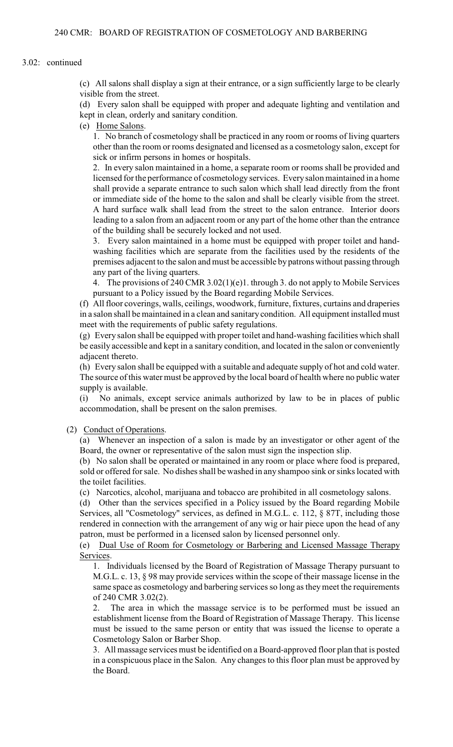3.02: continued

(c) All salons shall display a sign at their entrance, or a sign sufficiently large to be clearly visible from the street.

(d) Every salon shall be equipped with proper and adequate lighting and ventilation and kept in clean, orderly and sanitary condition.

(e) Home Salons.

1. No branch of cosmetology shall be practiced in any room or rooms of living quarters other than the room or rooms designated and licensed as a cosmetology salon, except for sick or infirm persons in homes or hospitals.

2. In every salon maintained in a home, a separate room or rooms shall be provided and licensed for the performance of cosmetology services. Every salon maintained in a home shall provide a separate entrance to such salon which shall lead directly from the front or immediate side of the home to the salon and shall be clearly visible from the street. A hard surface walk shall lead from the street to the salon entrance. Interior doors leading to a salon from an adjacent room or any part of the home other than the entrance of the building shall be securely locked and not used.

3. Every salon maintained in a home must be equipped with proper toilet and hand-washing facilities which are separate from the facilities used by the residents of the premises adjacent to the salon and must be accessible by patrons without passing through any part of the living quarters.

4. The provisions of 240 CMR 3.02(1)(e)1. through 3. do not apply to Mobile Services pursuant to a Policy issued by the Board regarding Mobile Services.

(f) All floor coverings, walls, ceilings, woodwork, furniture, fixtures, curtains and draperies in a salon shall be maintained in a clean and sanitary condition. All equipment installed must meet with the requirements of public safety regulations.

(g) Every salon shall be equipped with proper toilet and hand-washing facilities which shall be easily accessible and kept in a sanitary condition, and located in the salon or conveniently adjacent thereto.

(h) Every salon shall be equipped with a suitable and adequate supply of hot and cold water. The source of this water must be approved by the local board of health where no public water supply is available.

(i) No animals, except service animals authorized by law to be in places of public accommodation, shall be present on the salon premises.

(2) Conduct of Operations.

(a) Whenever an inspection of a salon is made by an investigator or other agent of the Board, the owner or representative of the salon must sign the inspection slip.

(b) No salon shall be operated or maintained in any room or place where food is prepared, sold or offered for sale. No dishes shall be washed in any shampoo sink or sinks located with the toilet facilities.

(c) Narcotics, alcohol, marijuana and tobacco are prohibited in all cosmetology salons.

(d) Other than the services specified in a Policy issued by the Board regarding Mobile Services, all "Cosmetology" services, as defined in M.G.L. c. 112, § 87T, including those rendered in connection with the arrangement of any wig or hair piece upon the head of any patron, must be performed in a licensed salon by licensed personnel only.

(e) Dual Use of Room for Cosmetology or Barbering and Licensed Massage Therapy Services.

1. Individuals licensed by the Board of Registration of Massage Therapy pursuant to M.G.L. c. 13, § 98 may provide services within the scope of their massage license in the same space as cosmetology and barbering services so long as they meet the requirements of 240 CMR 3.02(2).

2. The area in which the massage service is to be performed must be issued an establishment license from the Board of Registration of Massage Therapy. This license must be issued to the same person or entity that was issued the license to operate a Cosmetology Salon or Barber Shop.

3. All massage services must be identified on a Board-approved floor plan that is posted in a conspicuous place in the Salon. Any changes to this floor plan must be approved by the Board.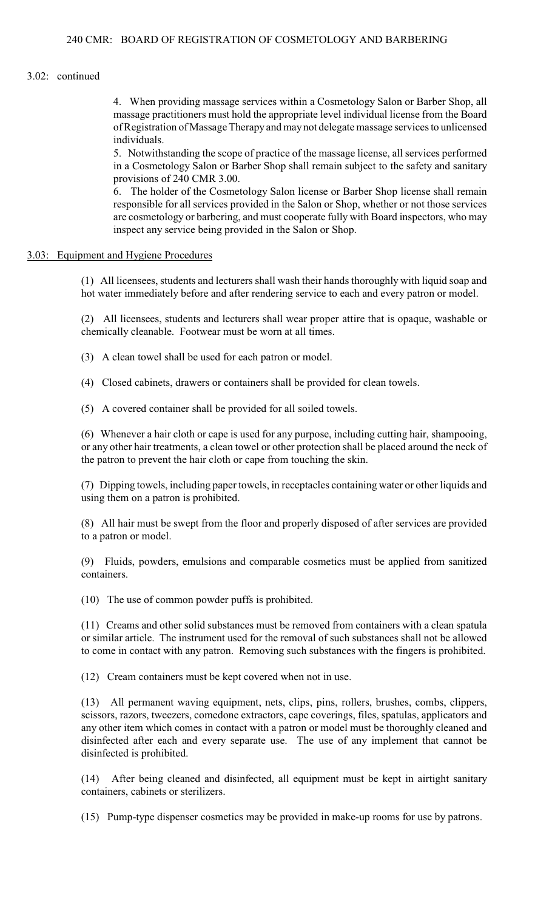3.02: continued

4. When providing massage services within a Cosmetology Salon or Barber Shop, all massage practitioners must hold the appropriate level individual license from the Board of Registration of Massage Therapy and may not delegate massage services to unlicensed individuals.

5. Notwithstanding the scope of practice of the massage license, all services performed in a Cosmetology Salon or Barber Shop shall remain subject to the safety and sanitary provisions of 240 CMR 3.00.

6. The holder of the Cosmetology Salon license or Barber Shop license shall remain responsible for all services provided in the Salon or Shop, whether or not those services are cosmetology or barbering, and must cooperate fully with Board inspectors, who may inspect any service being provided in the Salon or Shop.

## 3.03: Equipment and Hygiene Procedures

(1) All licensees, students and lecturers shall wash their hands thoroughly with liquid soap and hot water immediately before and after rendering service to each and every patron or model.

(2) All licensees, students and lecturers shall wear proper attire that is opaque, washable or chemically cleanable. Footwear must be worn at all times.

(3) A clean towel shall be used for each patron or model.

(4) Closed cabinets, drawers or containers shall be provided for clean towels.

(5) A covered container shall be provided for all soiled towels.

(6) Whenever a hair cloth or cape is used for any purpose, including cutting hair, shampooing, or any other hair treatments, a clean towel or other protection shall be placed around the neck of the patron to prevent the hair cloth or cape from touching the skin.

(7) Dipping towels, including paper towels, in receptacles containing water or other liquids and using them on a patron is prohibited.

(8) All hair must be swept from the floor and properly disposed of after services are provided to a patron or model.

(9) Fluids, powders, emulsions and comparable cosmetics must be applied from sanitized containers.

(10) The use of common powder puffs is prohibited.

(11) Creams and other solid substances must be removed from containers with a clean spatula or similar article. The instrument used for the removal of such substances shall not be allowed to come in contact with any patron. Removing such substances with the fingers is prohibited.

(12) Cream containers must be kept covered when not in use.

(13) All permanent waving equipment, nets, clips, pins, rollers, brushes, combs, clippers, scissors, razors, tweezers, comedone extractors, cape coverings, files, spatulas, applicators and any other item which comes in contact with a patron or model must be thoroughly cleaned and disinfected after each and every separate use. The use of any implement that cannot be disinfected is prohibited.

(14) After being cleaned and disinfected, all equipment must be kept in airtight sanitary containers, cabinets or sterilizers.

(15) Pump-type dispenser cosmetics may be provided in make-up rooms for use by patrons.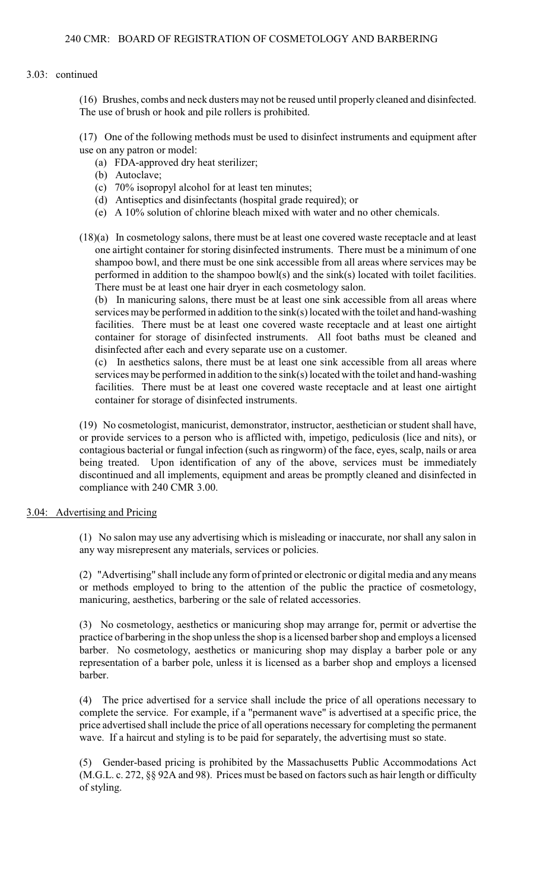3.03: continued

(16) Brushes, combs and neck dusters may not be reused until properly cleaned and disinfected. The use of brush or hook and pile rollers is prohibited.

(17) One of the following methods must be used to disinfect instruments and equipment after use on any patron or model:

(a) FDA-approved dry heat sterilizer;
(b) Autoclave;
(c) 70% isopropyl alcohol for at least ten minutes;
(d) Antiseptics and disinfectants (hospital grade required); or
(e) A 10% solution of chlorine bleach mixed with water and no other chemicals.

(18)(a) In cosmetology salons, there must be at least one covered waste receptacle and at least one airtight container for storing disinfected instruments. There must be a minimum of one shampoo bowl, and there must be one sink accessible from all areas where services may be performed in addition to the shampoo bowl(s) and the sink(s) located with toilet facilities. There must be at least one hair dryer in each cosmetology salon.

(b) In manicuring salons, there must be at least one sink accessible from all areas where services may be performed in addition to the sink(s) located with the toilet and hand-washing facilities. There must be at least one covered waste receptacle and at least one airtight container for storage of disinfected instruments. All foot baths must be cleaned and disinfected after each and every separate use on a customer.

(c) In aesthetics salons, there must be at least one sink accessible from all areas where services may be performed in addition to the sink(s) located with the toilet and hand-washing facilities. There must be at least one covered waste receptacle and at least one airtight container for storage of disinfected instruments.

(19) No cosmetologist, manicurist, demonstrator, instructor, aesthetician or student shall have, or provide services to a person who is afflicted with, impetigo, pediculosis (lice and nits), or contagious bacterial or fungal infection (such as ringworm) of the face, eyes, scalp, nails or area being treated. Upon identification of any of the above, services must be immediately discontinued and all implements, equipment and areas be promptly cleaned and disinfected in compliance with 240 CMR 3.00.

## 3.04: Advertising and Pricing

(1) No salon may use any advertising which is misleading or inaccurate, nor shall any salon in any way misrepresent any materials, services or policies.

(2) "Advertising" shall include any form of printed or electronic or digital media and any means or methods employed to bring to the attention of the public the practice of cosmetology, manicuring, aesthetics, barbering or the sale of related accessories.

(3) No cosmetology, aesthetics or manicuring shop may arrange for, permit or advertise the practice of barbering in the shop unless the shop is a licensed barber shop and employs a licensed barber. No cosmetology, aesthetics or manicuring shop may display a barber pole or any representation of a barber pole, unless it is licensed as a barber shop and employs a licensed barber.

(4) The price advertised for a service shall include the price of all operations necessary to complete the service. For example, if a "permanent wave" is advertised at a specific price, the price advertised shall include the price of all operations necessary for completing the permanent wave. If a haircut and styling is to be paid for separately, the advertising must so state.

(5) Gender-based pricing is prohibited by the Massachusetts Public Accommodations Act (M.G.L. c. 272, §§ 92A and 98). Prices must be based on factors such as hair length or difficulty of styling.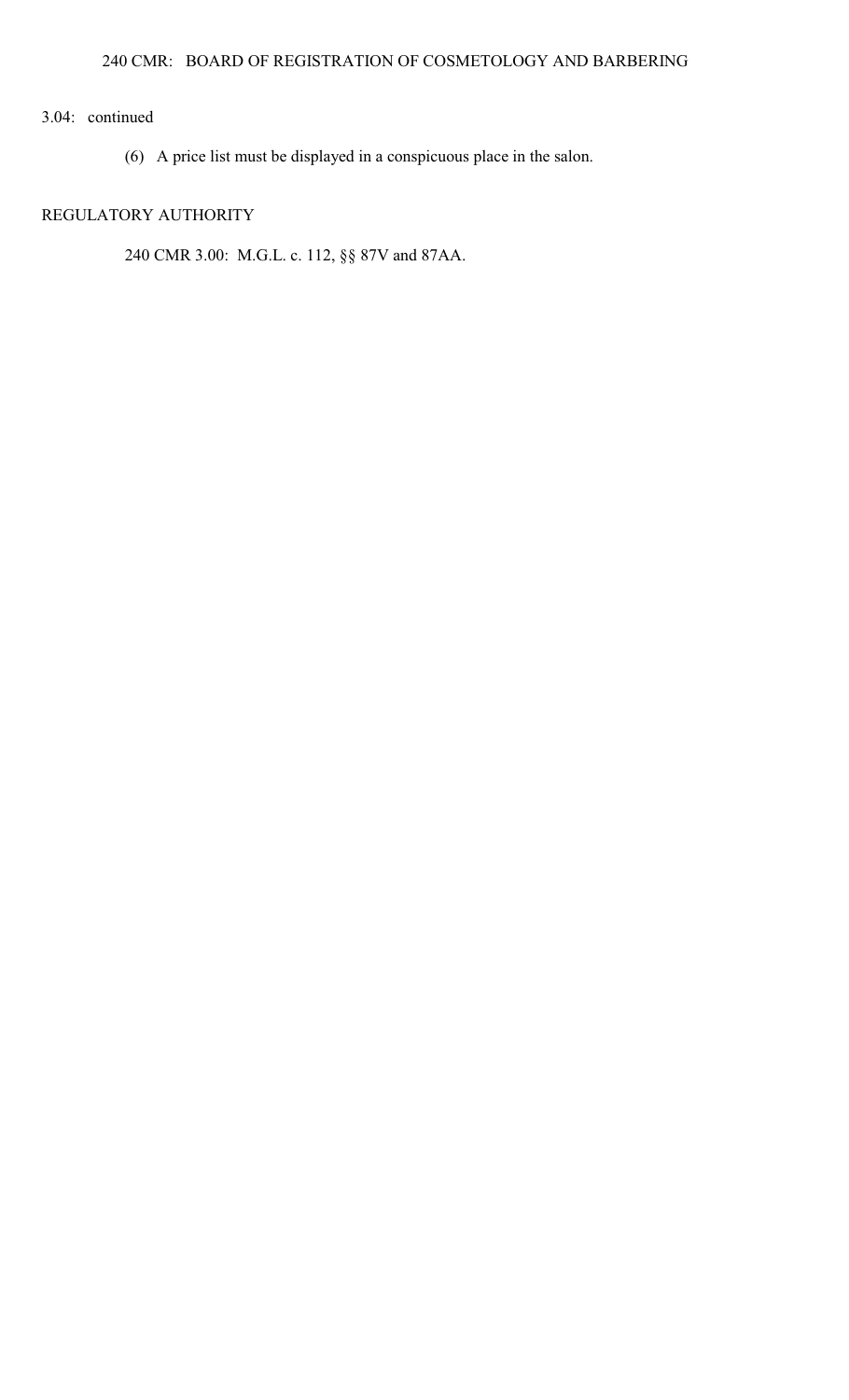3.04: continued

(6) A price list must be displayed in a conspicuous place in the salon.

REGULATORY AUTHORITY

240 CMR 3.00: M.G.L. c. 112, §§ 87V and 87AA.